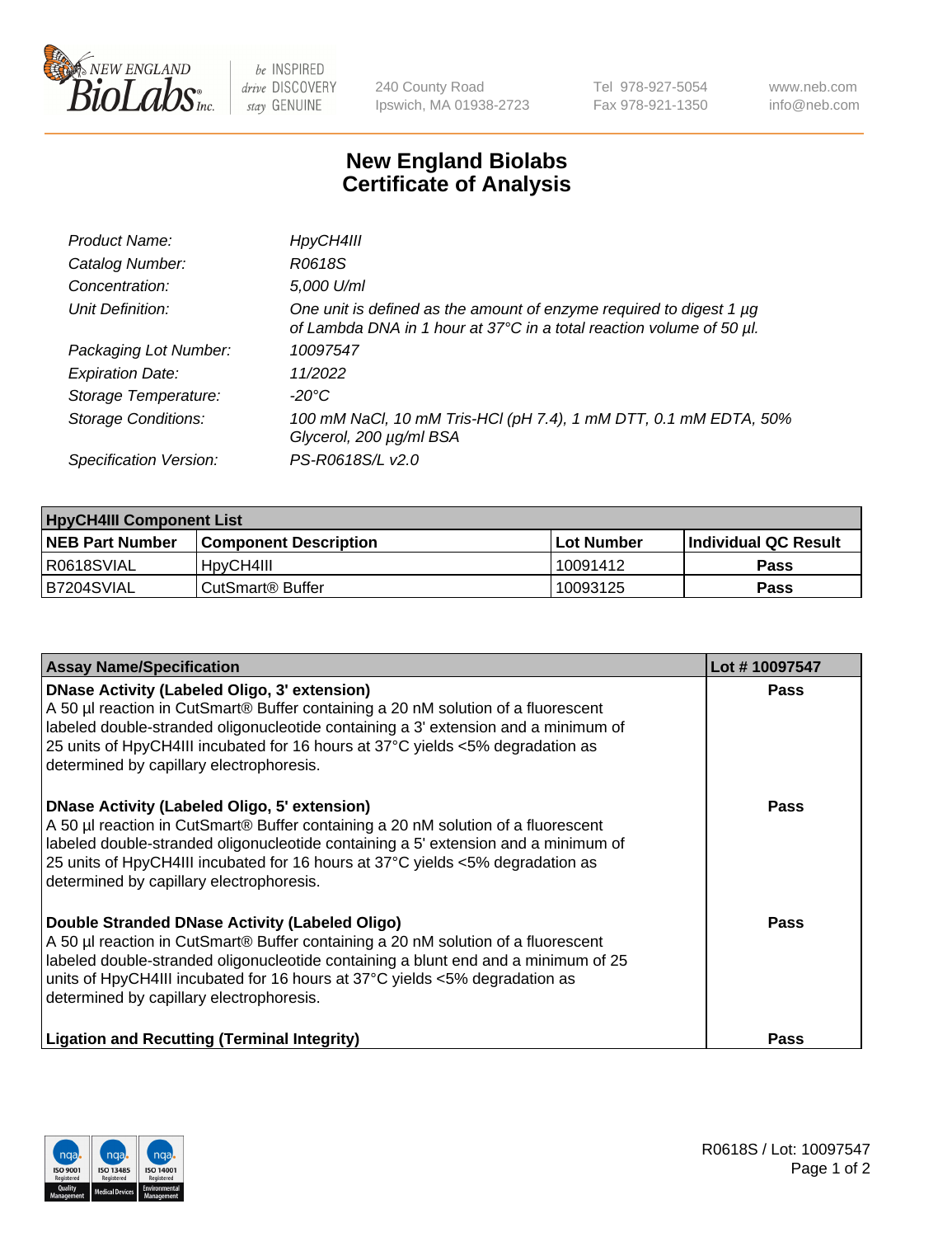# New England Biolabs Certificate of Analysis

| | |
|---|---|
| *Product Name:* | *HpyCH4III* |
| *Catalog Number:* | *R0618S* |
| *Concentration:* | *5,000 U/ml* |
| *Unit Definition:* | *One unit is defined as the amount of enzyme required to digest 1 µg of Lambda DNA in 1 hour at 37°C in a total reaction volume of 50 µl.* |
| *Packaging Lot Number:* | *10097547* |
| *Expiration Date:* | *11/2022* |
| *Storage Temperature:* | *-20°C* |
| *Storage Conditions:* | *100 mM NaCl, 10 mM Tris-HCl (pH 7.4), 1 mM DTT, 0.1 mM EDTA, 50% Glycerol, 200 µg/ml BSA* |
| *Specification Version:* | *PS-R0618S/L v2.0* |

| **HpyCH4III Component List** | | | |
|---|---|---|---|
| **NEB Part Number** | **Component Description** | **Lot Number** | **Individual QC Result** |
| R0618SVIAL | HpyCH4III | 10091412 | **Pass** |
| B7204SVIAL | CutSmart® Buffer | 10093125 | **Pass** |

| **Assay Name/Specification** | **Lot # 10097547** |
|---|---|
| **DNase Activity (Labeled Oligo, 3' extension)** A 50 µl reaction in CutSmart® Buffer containing a 20 nM solution of a fluorescent labeled double-stranded oligonucleotide containing a 3' extension and a minimum of 25 units of HpyCH4III incubated for 16 hours at 37°C yields <5% degradation as determined by capillary electrophoresis. | **Pass** |
| **DNase Activity (Labeled Oligo, 5' extension)** A 50 µl reaction in CutSmart® Buffer containing a 20 nM solution of a fluorescent labeled double-stranded oligonucleotide containing a 5' extension and a minimum of 25 units of HpyCH4III incubated for 16 hours at 37°C yields <5% degradation as determined by capillary electrophoresis. | **Pass** |
| **Double Stranded DNase Activity (Labeled Oligo)** A 50 µl reaction in CutSmart® Buffer containing a 20 nM solution of a fluorescent labeled double-stranded oligonucleotide containing a blunt end and a minimum of 25 units of HpyCH4III incubated for 16 hours at 37°C yields <5% degradation as determined by capillary electrophoresis. | **Pass** |
| **Ligation and Recutting (Terminal Integrity)** | **Pass** |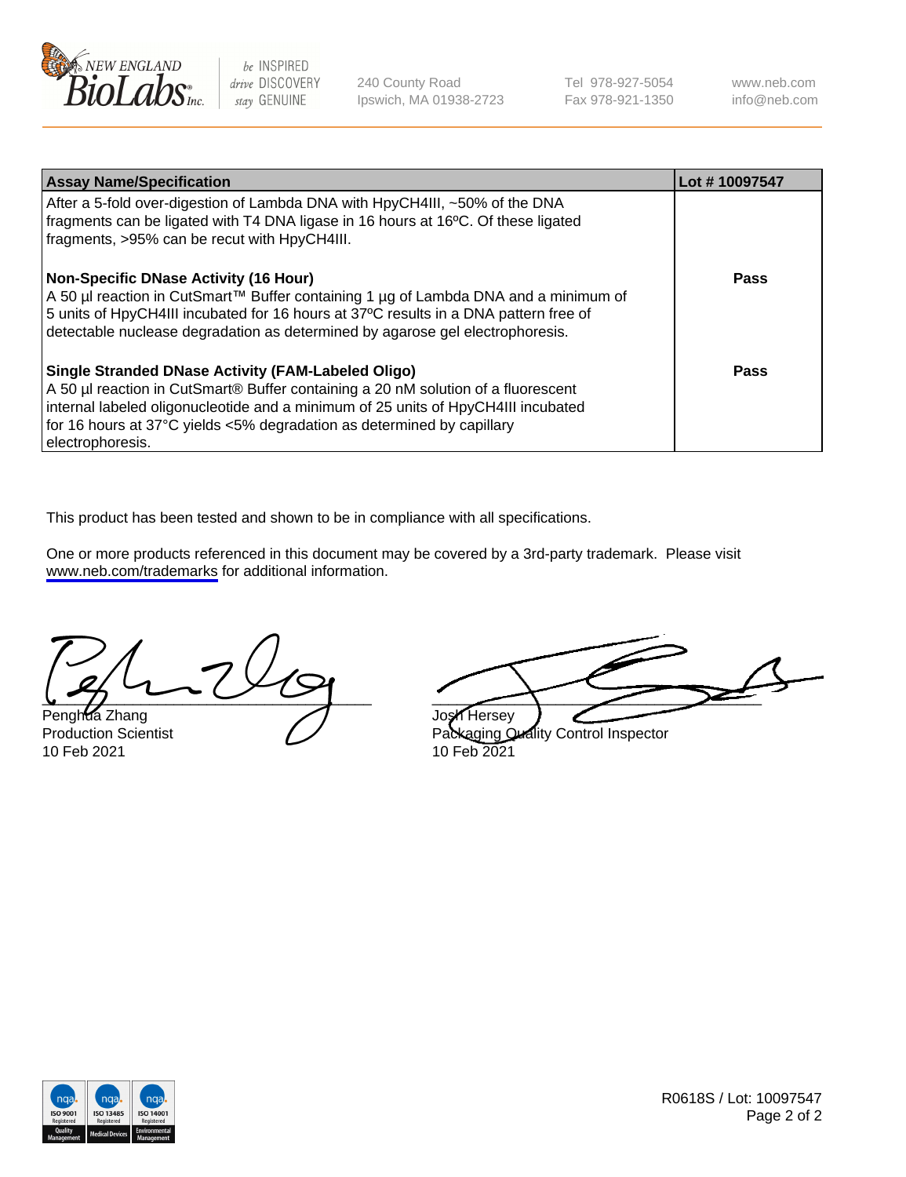| Assay Name/Specification | Lot # 10097547 |
|---|---|
| After a 5-fold over-digestion of Lambda DNA with HpyCH4III, ~50% of the DNA fragments can be ligated with T4 DNA ligase in 16 hours at 16ºC. Of these ligated fragments, >95% can be recut with HpyCH4III. | |
| **Non-Specific DNase Activity (16 Hour)**<br>A 50 µl reaction in CutSmart™ Buffer containing 1 µg of Lambda DNA and a minimum of 5 units of HpyCH4III incubated for 16 hours at 37ºC results in a DNA pattern free of detectable nuclease degradation as determined by agarose gel electrophoresis. | **Pass** |
| **Single Stranded DNase Activity (FAM-Labeled Oligo)**<br>A 50 µl reaction in CutSmart® Buffer containing a 20 nM solution of a fluorescent internal labeled oligonucleotide and a minimum of 25 units of HpyCH4III incubated for 16 hours at 37°C yields <5% degradation as determined by capillary electrophoresis. | **Pass** |

This product has been tested and shown to be in compliance with all specifications.

One or more products referenced in this document may be covered by a 3rd-party trademark. Please visit www.neb.com/trademarks for additional information.

Penghua Zhang
Production Scientist
10 Feb 2021

Josh Hersey
Packaging Quality Control Inspector
10 Feb 2021

R0618S / Lot: 10097547